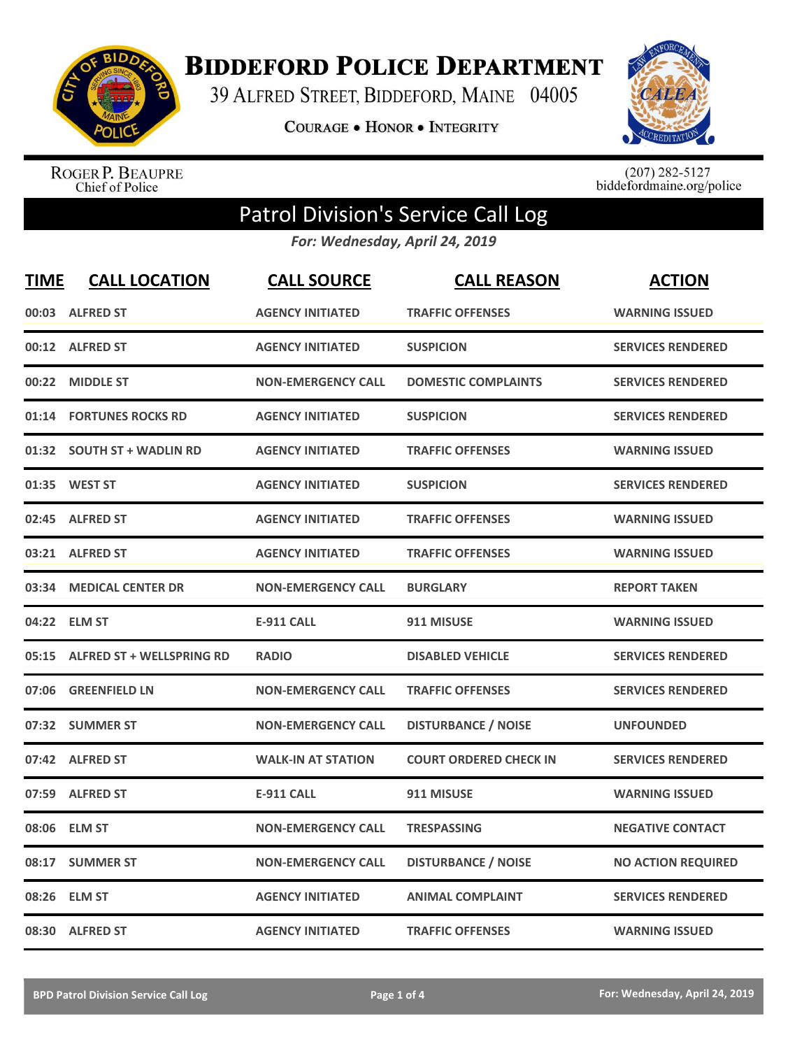# Biddeford Police Department

39 Alfred Street, Biddeford, Maine 04005

Courage • Honor • Integrity

Roger P. Beaupre
Chief of Police

(207) 282-5127
biddefordmaine.org/police

## Patrol Division's Service Call Log

*For: Wednesday, April 24, 2019*

| TIME | CALL LOCATION | CALL SOURCE | CALL REASON | ACTION |
|---|---|---|---|---|
| 00:03 | ALFRED ST | AGENCY INITIATED | TRAFFIC OFFENSES | WARNING ISSUED |
| 00:12 | ALFRED ST | AGENCY INITIATED | SUSPICION | SERVICES RENDERED |
| 00:22 | MIDDLE ST | NON-EMERGENCY CALL | DOMESTIC COMPLAINTS | SERVICES RENDERED |
| 01:14 | FORTUNES ROCKS RD | AGENCY INITIATED | SUSPICION | SERVICES RENDERED |
| 01:32 | SOUTH ST + WADLIN RD | AGENCY INITIATED | TRAFFIC OFFENSES | WARNING ISSUED |
| 01:35 | WEST ST | AGENCY INITIATED | SUSPICION | SERVICES RENDERED |
| 02:45 | ALFRED ST | AGENCY INITIATED | TRAFFIC OFFENSES | WARNING ISSUED |
| 03:21 | ALFRED ST | AGENCY INITIATED | TRAFFIC OFFENSES | WARNING ISSUED |
| 03:34 | MEDICAL CENTER DR | NON-EMERGENCY CALL | BURGLARY | REPORT TAKEN |
| 04:22 | ELM ST | E-911 CALL | 911 MISUSE | WARNING ISSUED |
| 05:15 | ALFRED ST + WELLSPRING RD | RADIO | DISABLED VEHICLE | SERVICES RENDERED |
| 07:06 | GREENFIELD LN | NON-EMERGENCY CALL | TRAFFIC OFFENSES | SERVICES RENDERED |
| 07:32 | SUMMER ST | NON-EMERGENCY CALL | DISTURBANCE / NOISE | UNFOUNDED |
| 07:42 | ALFRED ST | WALK-IN AT STATION | COURT ORDERED CHECK IN | SERVICES RENDERED |
| 07:59 | ALFRED ST | E-911 CALL | 911 MISUSE | WARNING ISSUED |
| 08:06 | ELM ST | NON-EMERGENCY CALL | TRESPASSING | NEGATIVE CONTACT |
| 08:17 | SUMMER ST | NON-EMERGENCY CALL | DISTURBANCE / NOISE | NO ACTION REQUIRED |
| 08:26 | ELM ST | AGENCY INITIATED | ANIMAL COMPLAINT | SERVICES RENDERED |
| 08:30 | ALFRED ST | AGENCY INITIATED | TRAFFIC OFFENSES | WARNING ISSUED |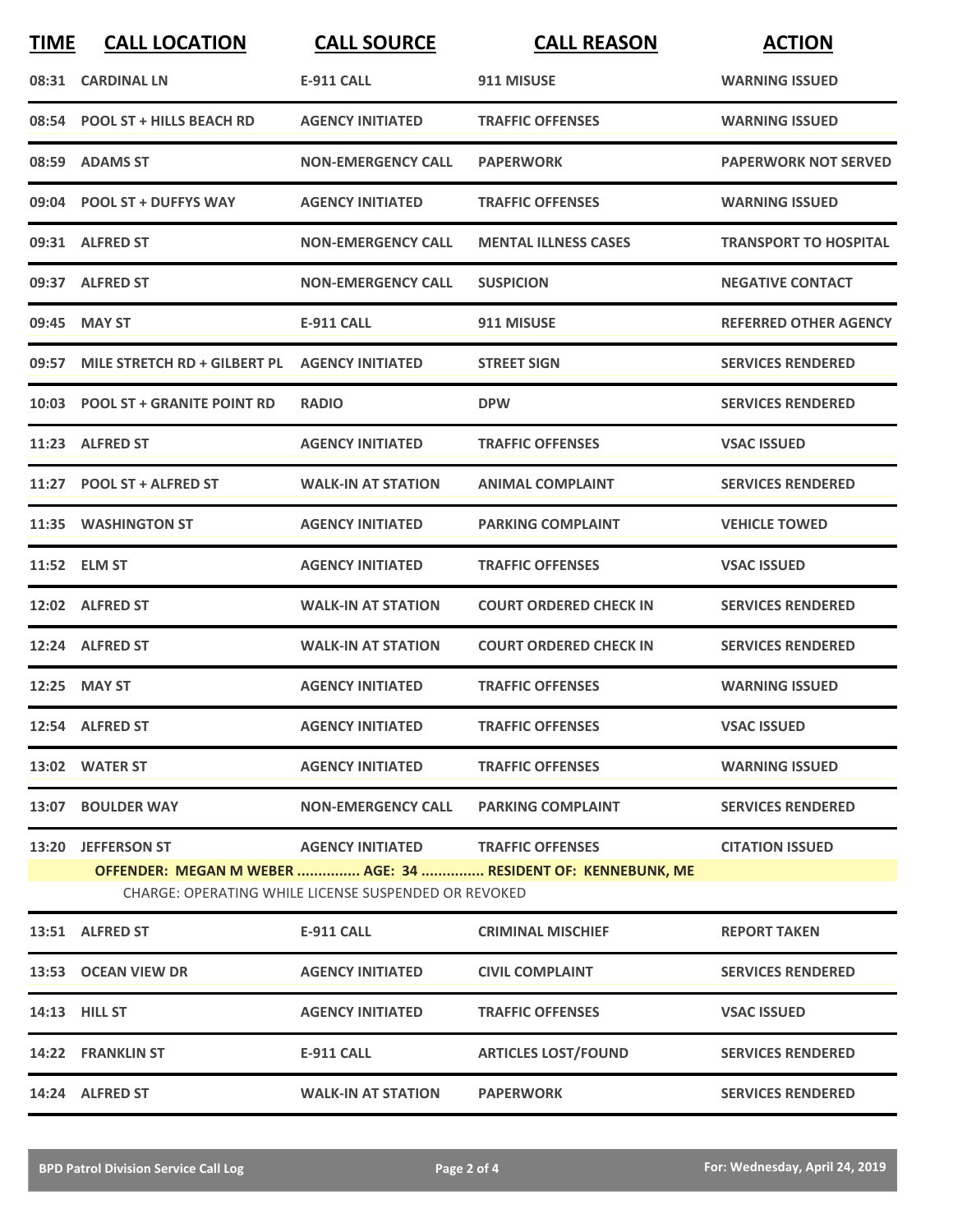| TIME | CALL LOCATION | CALL SOURCE | CALL REASON | ACTION |
|---|---|---|---|---|
| 08:31 | CARDINAL LN | E-911 CALL | 911 MISUSE | WARNING ISSUED |
| 08:54 | POOL ST + HILLS BEACH RD | AGENCY INITIATED | TRAFFIC OFFENSES | WARNING ISSUED |
| 08:59 | ADAMS ST | NON-EMERGENCY CALL | PAPERWORK | PAPERWORK NOT SERVED |
| 09:04 | POOL ST + DUFFYS WAY | AGENCY INITIATED | TRAFFIC OFFENSES | WARNING ISSUED |
| 09:31 | ALFRED ST | NON-EMERGENCY CALL | MENTAL ILLNESS CASES | TRANSPORT TO HOSPITAL |
| 09:37 | ALFRED ST | NON-EMERGENCY CALL | SUSPICION | NEGATIVE CONTACT |
| 09:45 | MAY ST | E-911 CALL | 911 MISUSE | REFERRED OTHER AGENCY |
| 09:57 | MILE STRETCH RD + GILBERT PL | AGENCY INITIATED | STREET SIGN | SERVICES RENDERED |
| 10:03 | POOL ST + GRANITE POINT RD | RADIO | DPW | SERVICES RENDERED |
| 11:23 | ALFRED ST | AGENCY INITIATED | TRAFFIC OFFENSES | VSAC ISSUED |
| 11:27 | POOL ST + ALFRED ST | WALK-IN AT STATION | ANIMAL COMPLAINT | SERVICES RENDERED |
| 11:35 | WASHINGTON ST | AGENCY INITIATED | PARKING COMPLAINT | VEHICLE TOWED |
| 11:52 | ELM ST | AGENCY INITIATED | TRAFFIC OFFENSES | VSAC ISSUED |
| 12:02 | ALFRED ST | WALK-IN AT STATION | COURT ORDERED CHECK IN | SERVICES RENDERED |
| 12:24 | ALFRED ST | WALK-IN AT STATION | COURT ORDERED CHECK IN | SERVICES RENDERED |
| 12:25 | MAY ST | AGENCY INITIATED | TRAFFIC OFFENSES | WARNING ISSUED |
| 12:54 | ALFRED ST | AGENCY INITIATED | TRAFFIC OFFENSES | VSAC ISSUED |
| 13:02 | WATER ST | AGENCY INITIATED | TRAFFIC OFFENSES | WARNING ISSUED |
| 13:07 | BOULDER WAY | NON-EMERGENCY CALL | PARKING COMPLAINT | SERVICES RENDERED |
| 13:20 | JEFFERSON ST | AGENCY INITIATED | TRAFFIC OFFENSES | CITATION ISSUED |
| | OFFENDER: MEGAN M WEBER ............... AGE: 34 ............... RESIDENT OF: KENNEBUNK, ME | | | |
| | CHARGE: OPERATING WHILE LICENSE SUSPENDED OR REVOKED | | | |
| 13:51 | ALFRED ST | E-911 CALL | CRIMINAL MISCHIEF | REPORT TAKEN |
| 13:53 | OCEAN VIEW DR | AGENCY INITIATED | CIVIL COMPLAINT | SERVICES RENDERED |
| 14:13 | HILL ST | AGENCY INITIATED | TRAFFIC OFFENSES | VSAC ISSUED |
| 14:22 | FRANKLIN ST | E-911 CALL | ARTICLES LOST/FOUND | SERVICES RENDERED |
| 14:24 | ALFRED ST | WALK-IN AT STATION | PAPERWORK | SERVICES RENDERED |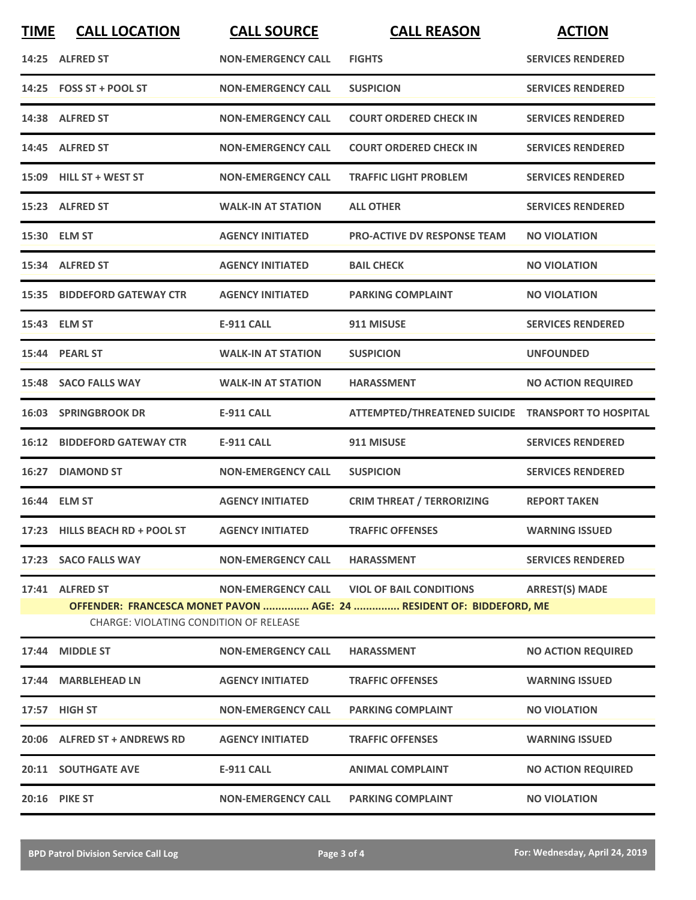| TIME | CALL LOCATION | CALL SOURCE | CALL REASON | ACTION |
|---|---|---|---|---|
| 14:25 | ALFRED ST | NON-EMERGENCY CALL | FIGHTS | SERVICES RENDERED |
| 14:25 | FOSS ST + POOL ST | NON-EMERGENCY CALL | SUSPICION | SERVICES RENDERED |
| 14:38 | ALFRED ST | NON-EMERGENCY CALL | COURT ORDERED CHECK IN | SERVICES RENDERED |
| 14:45 | ALFRED ST | NON-EMERGENCY CALL | COURT ORDERED CHECK IN | SERVICES RENDERED |
| 15:09 | HILL ST + WEST ST | NON-EMERGENCY CALL | TRAFFIC LIGHT PROBLEM | SERVICES RENDERED |
| 15:23 | ALFRED ST | WALK-IN AT STATION | ALL OTHER | SERVICES RENDERED |
| 15:30 | ELM ST | AGENCY INITIATED | PRO-ACTIVE DV RESPONSE TEAM | NO VIOLATION |
| 15:34 | ALFRED ST | AGENCY INITIATED | BAIL CHECK | NO VIOLATION |
| 15:35 | BIDDEFORD GATEWAY CTR | AGENCY INITIATED | PARKING COMPLAINT | NO VIOLATION |
| 15:43 | ELM ST | E-911 CALL | 911 MISUSE | SERVICES RENDERED |
| 15:44 | PEARL ST | WALK-IN AT STATION | SUSPICION | UNFOUNDED |
| 15:48 | SACO FALLS WAY | WALK-IN AT STATION | HARASSMENT | NO ACTION REQUIRED |
| 16:03 | SPRINGBROOK DR | E-911 CALL | ATTEMPTED/THREATENED SUICIDE | TRANSPORT TO HOSPITAL |
| 16:12 | BIDDEFORD GATEWAY CTR | E-911 CALL | 911 MISUSE | SERVICES RENDERED |
| 16:27 | DIAMOND ST | NON-EMERGENCY CALL | SUSPICION | SERVICES RENDERED |
| 16:44 | ELM ST | AGENCY INITIATED | CRIM THREAT / TERRORIZING | REPORT TAKEN |
| 17:23 | HILLS BEACH RD + POOL ST | AGENCY INITIATED | TRAFFIC OFFENSES | WARNING ISSUED |
| 17:23 | SACO FALLS WAY | NON-EMERGENCY CALL | HARASSMENT | SERVICES RENDERED |
| 17:41 | ALFRED ST | NON-EMERGENCY CALL | VIOL OF BAIL CONDITIONS | ARREST(S) MADE |

**OFFENDER: FRANCESCA MONET PAVON ............... AGE: 24 ............... RESIDENT OF: BIDDEFORD, ME**

CHARGE: VIOLATING CONDITION OF RELEASE

| TIME | CALL LOCATION | CALL SOURCE | CALL REASON | ACTION |
|---|---|---|---|---|
| 17:44 | MIDDLE ST | NON-EMERGENCY CALL | HARASSMENT | NO ACTION REQUIRED |
| 17:44 | MARBLEHEAD LN | AGENCY INITIATED | TRAFFIC OFFENSES | WARNING ISSUED |
| 17:57 | HIGH ST | NON-EMERGENCY CALL | PARKING COMPLAINT | NO VIOLATION |
| 20:06 | ALFRED ST + ANDREWS RD | AGENCY INITIATED | TRAFFIC OFFENSES | WARNING ISSUED |
| 20:11 | SOUTHGATE AVE | E-911 CALL | ANIMAL COMPLAINT | NO ACTION REQUIRED |
| 20:16 | PIKE ST | NON-EMERGENCY CALL | PARKING COMPLAINT | NO VIOLATION |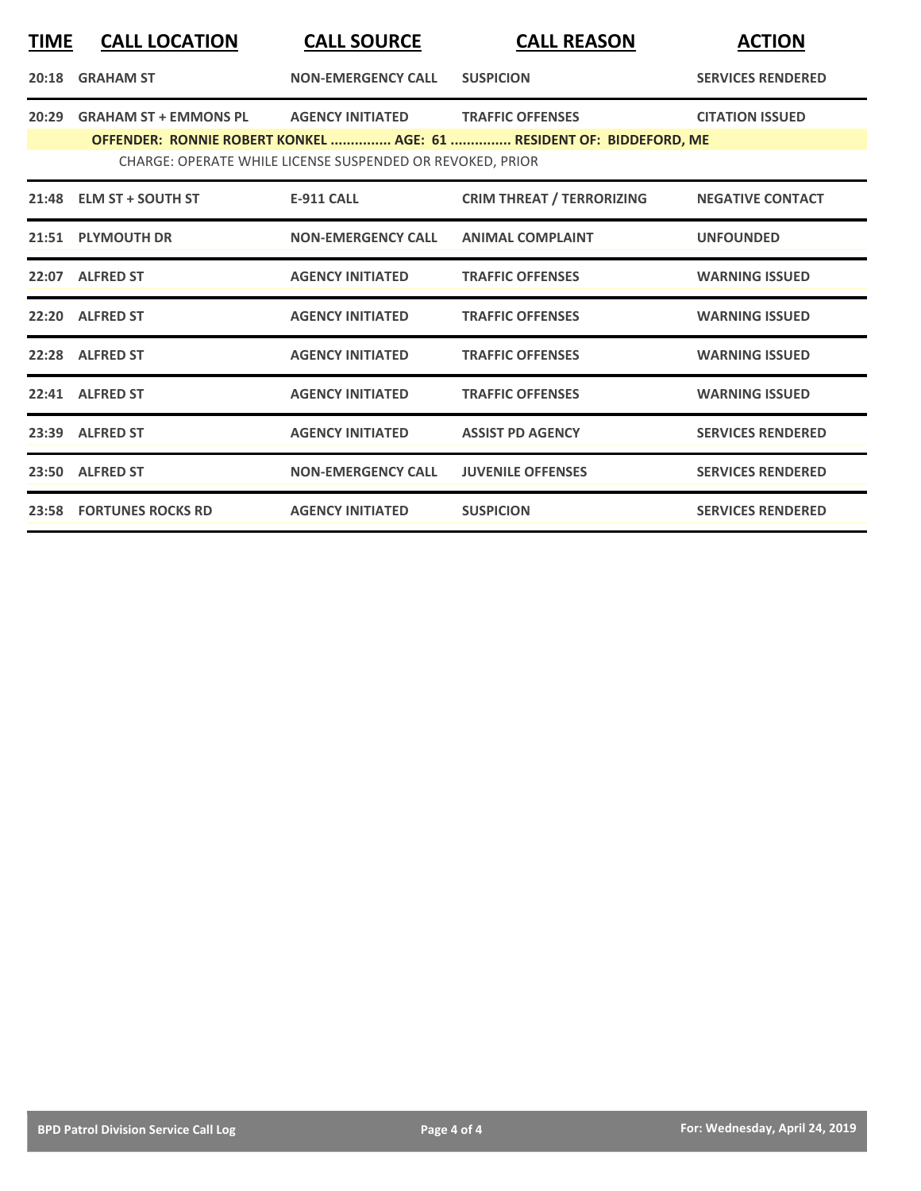| TIME | CALL LOCATION | CALL SOURCE | CALL REASON | ACTION |
|---|---|---|---|---|
| 20:18 | GRAHAM ST | NON-EMERGENCY CALL | SUSPICION | SERVICES RENDERED |
| 20:29 | GRAHAM ST + EMMONS PL | AGENCY INITIATED | TRAFFIC OFFENSES | CITATION ISSUED |
| | OFFENDER: RONNIE ROBERT KONKEL ............... AGE: 61 ............... RESIDENT OF: BIDDEFORD, ME | | | |
| | CHARGE: OPERATE WHILE LICENSE SUSPENDED OR REVOKED, PRIOR | | | |
| 21:48 | ELM ST + SOUTH ST | E-911 CALL | CRIM THREAT / TERRORIZING | NEGATIVE CONTACT |
| 21:51 | PLYMOUTH DR | NON-EMERGENCY CALL | ANIMAL COMPLAINT | UNFOUNDED |
| 22:07 | ALFRED ST | AGENCY INITIATED | TRAFFIC OFFENSES | WARNING ISSUED |
| 22:20 | ALFRED ST | AGENCY INITIATED | TRAFFIC OFFENSES | WARNING ISSUED |
| 22:28 | ALFRED ST | AGENCY INITIATED | TRAFFIC OFFENSES | WARNING ISSUED |
| 22:41 | ALFRED ST | AGENCY INITIATED | TRAFFIC OFFENSES | WARNING ISSUED |
| 23:39 | ALFRED ST | AGENCY INITIATED | ASSIST PD AGENCY | SERVICES RENDERED |
| 23:50 | ALFRED ST | NON-EMERGENCY CALL | JUVENILE OFFENSES | SERVICES RENDERED |
| 23:58 | FORTUNES ROCKS RD | AGENCY INITIATED | SUSPICION | SERVICES RENDERED |